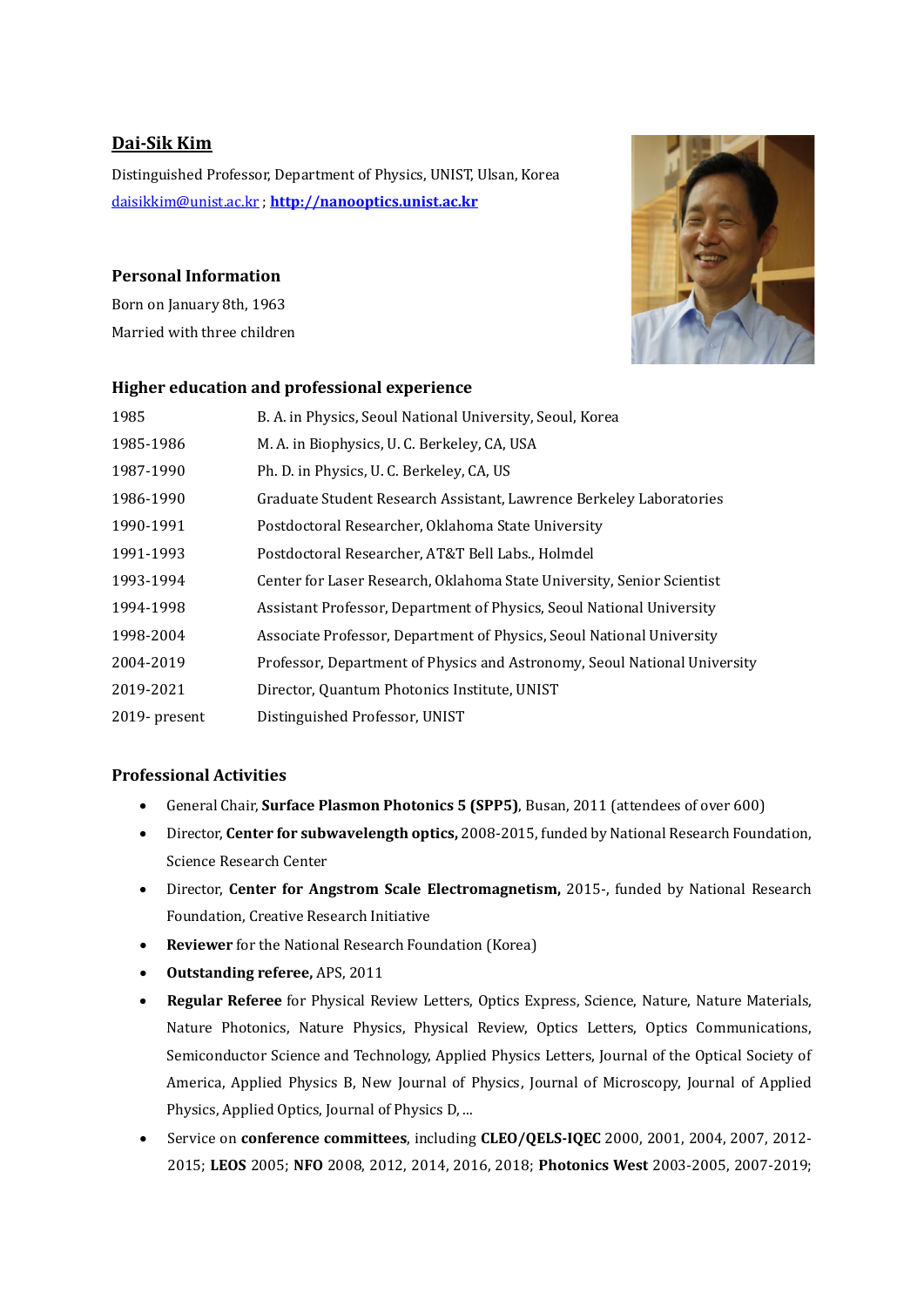## Dai-Sik Kim

Distinguished Professor, Department of Physics, UNIST, Ulsan, Korea

daisikkim@unist.ac.kr ; **http://nanooptics.unist.ac.kr**

### Personal Information

Born on January 8th, 1963

Married with three children

### Higher education and professional experience

| | |
|---|---|
| 1985 | B. A. in Physics, Seoul National University, Seoul, Korea |
| 1985-1986 | M. A. in Biophysics, U. C. Berkeley, CA, USA |
| 1987-1990 | Ph. D. in Physics, U. C. Berkeley, CA, US |
| 1986-1990 | Graduate Student Research Assistant, Lawrence Berkeley Laboratories |
| 1990-1991 | Postdoctoral Researcher, Oklahoma State University |
| 1991-1993 | Postdoctoral Researcher, AT&T Bell Labs., Holmdel |
| 1993-1994 | Center for Laser Research, Oklahoma State University, Senior Scientist |
| 1994-1998 | Assistant Professor, Department of Physics, Seoul National University |
| 1998-2004 | Associate Professor, Department of Physics, Seoul National University |
| 2004-2019 | Professor, Department of Physics and Astronomy, Seoul National University |
| 2019-2021 | Director, Quantum Photonics Institute, UNIST |
| 2019- present | Distinguished Professor, UNIST |

### Professional Activities

- General Chair, **Surface Plasmon Photonics 5 (SPP5)**, Busan, 2011 (attendees of over 600)
- Director, **Center for subwavelength optics,** 2008-2015, funded by National Research Foundation, Science Research Center
- Director, **Center for Angstrom Scale Electromagnetism,** 2015-, funded by National Research Foundation, Creative Research Initiative
- **Reviewer** for the National Research Foundation (Korea)
- **Outstanding referee,** APS, 2011
- **Regular Referee** for Physical Review Letters, Optics Express, Science, Nature, Nature Materials, Nature Photonics, Nature Physics, Physical Review, Optics Letters, Optics Communications, Semiconductor Science and Technology, Applied Physics Letters, Journal of the Optical Society of America, Applied Physics B, New Journal of Physics, Journal of Microscopy, Journal of Applied Physics, Applied Optics, Journal of Physics D, ...
- Service on **conference committees**, including **CLEO/QELS-IQEC** 2000, 2001, 2004, 2007, 2012-2015; **LEOS** 2005; **NFO** 2008, 2012, 2014, 2016, 2018; **Photonics West** 2003-2005, 2007-2019;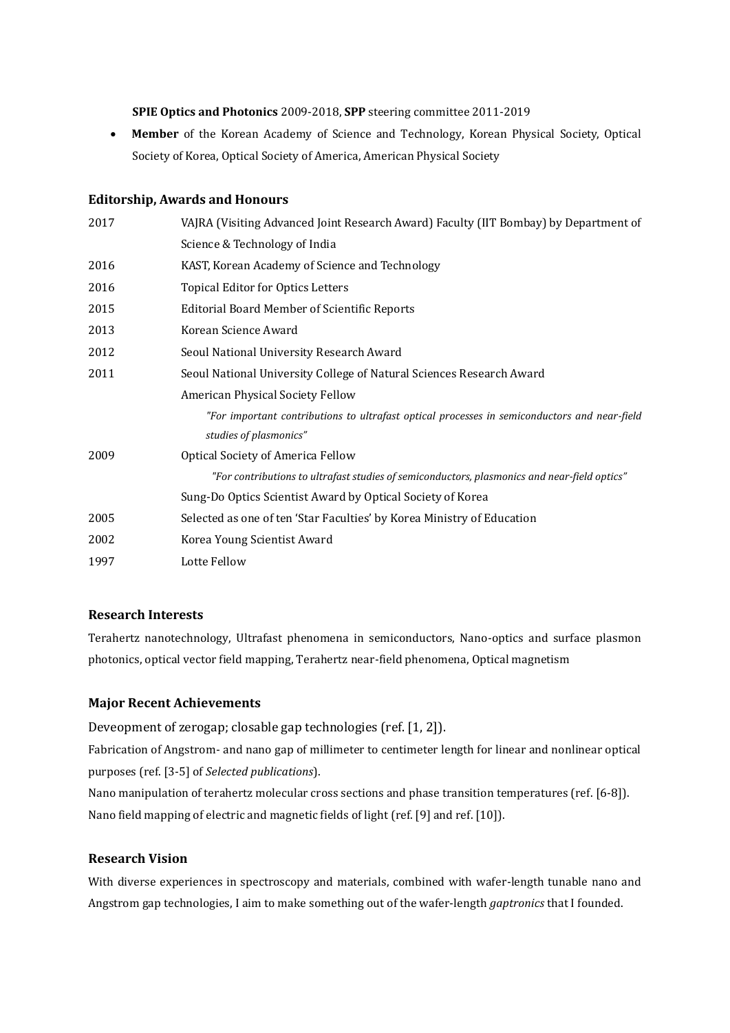**SPIE Optics and Photonics** 2009-2018, **SPP** steering committee 2011-2019

- **Member** of the Korean Academy of Science and Technology, Korean Physical Society, Optical Society of Korea, Optical Society of America, American Physical Society

### Editorship, Awards and Honours

| | |
|---|---|
| 2017 | VAJRA (Visiting Advanced Joint Research Award) Faculty (IIT Bombay) by Department of Science & Technology of India |
| 2016 | KAST, Korean Academy of Science and Technology |
| 2016 | Topical Editor for Optics Letters |
| 2015 | Editorial Board Member of Scientific Reports |
| 2013 | Korean Science Award |
| 2012 | Seoul National University Research Award |
| 2011 | Seoul National University College of Natural Sciences Research Award |
| | American Physical Society Fellow<br>*"For important contributions to ultrafast optical processes in semiconductors and near-field studies of plasmonics"* |
| 2009 | Optical Society of America Fellow<br>*"For contributions to ultrafast studies of semiconductors, plasmonics and near-field optics"* |
| | Sung-Do Optics Scientist Award by Optical Society of Korea |
| 2005 | Selected as one of ten 'Star Faculties' by Korea Ministry of Education |
| 2002 | Korea Young Scientist Award |
| 1997 | Lotte Fellow |

### Research Interests

Terahertz nanotechnology, Ultrafast phenomena in semiconductors, Nano-optics and surface plasmon photonics, optical vector field mapping, Terahertz near-field phenomena, Optical magnetism

### Major Recent Achievements

Deveopment of zerogap; closable gap technologies (ref. [1, 2]).

Fabrication of Angstrom- and nano gap of millimeter to centimeter length for linear and nonlinear optical purposes (ref. [3-5] of *Selected publications*).

Nano manipulation of terahertz molecular cross sections and phase transition temperatures (ref. [6-8]).

Nano field mapping of electric and magnetic fields of light (ref. [9] and ref. [10]).

### Research Vision

With diverse experiences in spectroscopy and materials, combined with wafer-length tunable nano and Angstrom gap technologies, I aim to make something out of the wafer-length *gaptronics* that I founded.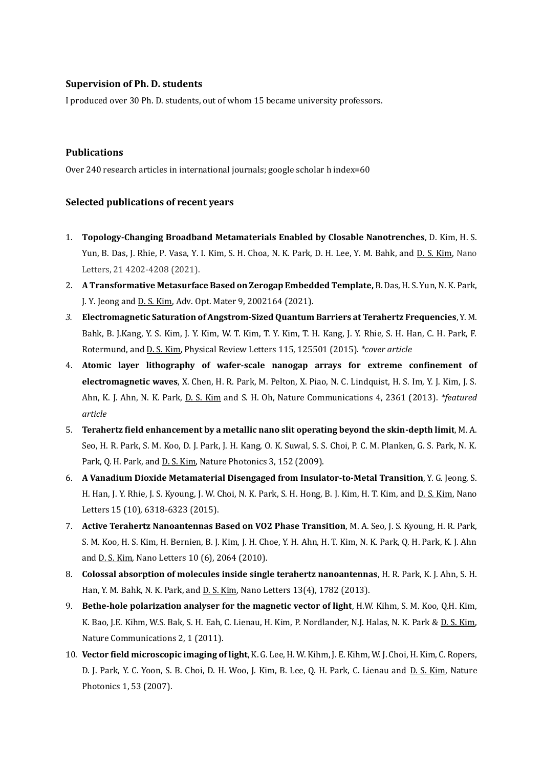### Supervision of Ph. D. students

I produced over 30 Ph. D. students, out of whom 15 became university professors.

### Publications

Over 240 research articles in international journals; google scholar h index=60

### Selected publications of recent years

1. **Topology-Changing Broadband Metamaterials Enabled by Closable Nanotrenches**, D. Kim, H. S. Yun, B. Das, J. Rhie, P. Vasa, Y. I. Kim, S. H. Choa, N. K. Park, D. H. Lee, Y. M. Bahk, and D. S. Kim, Nano Letters, 21 4202-4208 (2021).
2. **A Transformative Metasurface Based on Zerogap Embedded Template,** B. Das, H. S. Yun, N. K. Park, J. Y. Jeong and D. S. Kim, Adv. Opt. Mater 9, 2002164 (2021).
3. **Electromagnetic Saturation of Angstrom-Sized Quantum Barriers at Terahertz Frequencies**, Y. M. Bahk, B. J.Kang, Y. S. Kim, J. Y. Kim, W. T. Kim, T. Y. Kim, T. H. Kang, J. Y. Rhie, S. H. Han, C. H. Park, F. Rotermund, and D. S. Kim, Physical Review Letters 115, 125501 (2015). *\*cover article*
4. **Atomic layer lithography of wafer-scale nanogap arrays for extreme confinement of electromagnetic waves**, X. Chen, H. R. Park, M. Pelton, X. Piao, N. C. Lindquist, H. S. Im, Y. J. Kim, J. S. Ahn, K. J. Ahn, N. K. Park, D. S. Kim and S. H. Oh, Nature Communications 4, 2361 (2013). *\*featured article*
5. **Terahertz field enhancement by a metallic nano slit operating beyond the skin-depth limit**, M. A. Seo, H. R. Park, S. M. Koo, D. J. Park, J. H. Kang, O. K. Suwal, S. S. Choi, P. C. M. Planken, G. S. Park, N. K. Park, Q. H. Park, and D. S. Kim, Nature Photonics 3, 152 (2009).
6. **A Vanadium Dioxide Metamaterial Disengaged from Insulator-to-Metal Transition**, Y. G. Jeong, S. H. Han, J. Y. Rhie, J. S. Kyoung, J. W. Choi, N. K. Park, S. H. Hong, B. J. Kim, H. T. Kim, and D. S. Kim, Nano Letters 15 (10), 6318-6323 (2015).
7. **Active Terahertz Nanoantennas Based on VO2 Phase Transition**, M. A. Seo, J. S. Kyoung, H. R. Park, S. M. Koo, H. S. Kim, H. Bernien, B. J. Kim, J. H. Choe, Y. H. Ahn, H. T. Kim, N. K. Park, Q. H. Park, K. J. Ahn and D. S. Kim, Nano Letters 10 (6), 2064 (2010).
8. **Colossal absorption of molecules inside single terahertz nanoantennas**, H. R. Park, K. J. Ahn, S. H. Han, Y. M. Bahk, N. K. Park, and D. S. Kim, Nano Letters 13(4), 1782 (2013).
9. **Bethe-hole polarization analyser for the magnetic vector of light**, H.W. Kihm, S. M. Koo, Q.H. Kim, K. Bao, J.E. Kihm, W.S. Bak, S. H. Eah, C. Lienau, H. Kim, P. Nordlander, N.J. Halas, N. K. Park & D. S. Kim, Nature Communications 2, 1 (2011).
10. **Vector field microscopic imaging of light**, K. G. Lee, H. W. Kihm, J. E. Kihm, W. J. Choi, H. Kim, C. Ropers, D. J. Park, Y. C. Yoon, S. B. Choi, D. H. Woo, J. Kim, B. Lee, Q. H. Park, C. Lienau and D. S. Kim, Nature Photonics 1, 53 (2007).